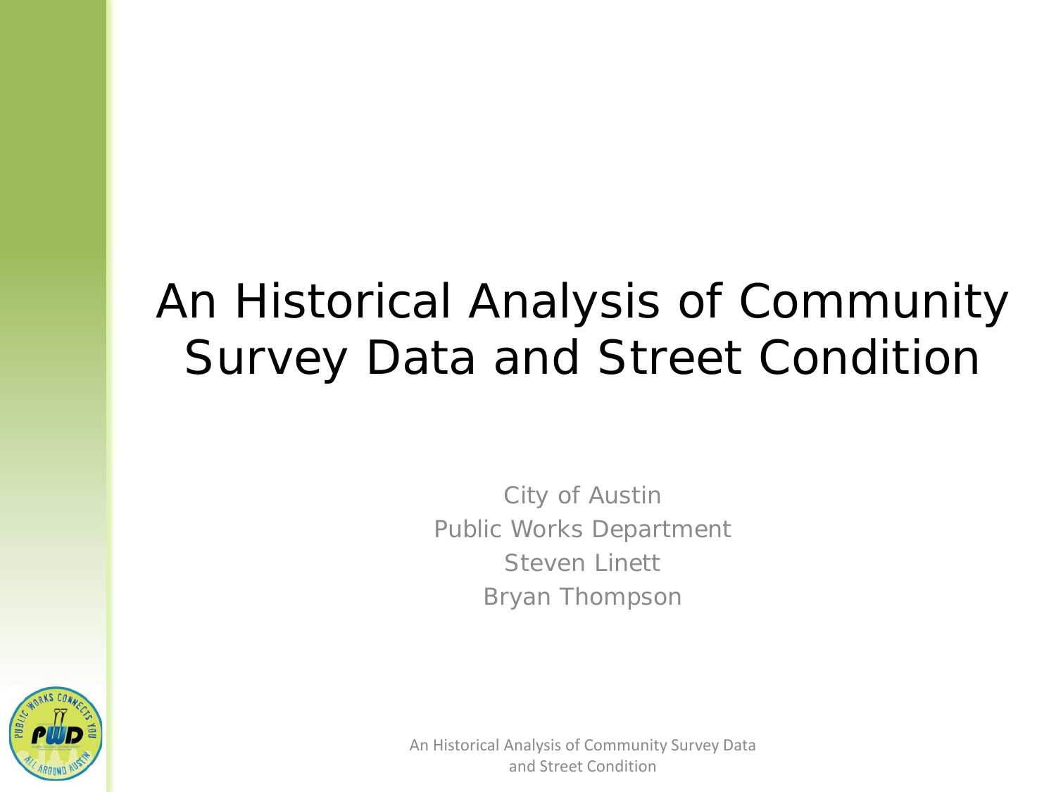# An Historical Analysis of Community Survey Data and Street Condition

City of Austin
Public Works Department
Steven Linett
Bryan Thompson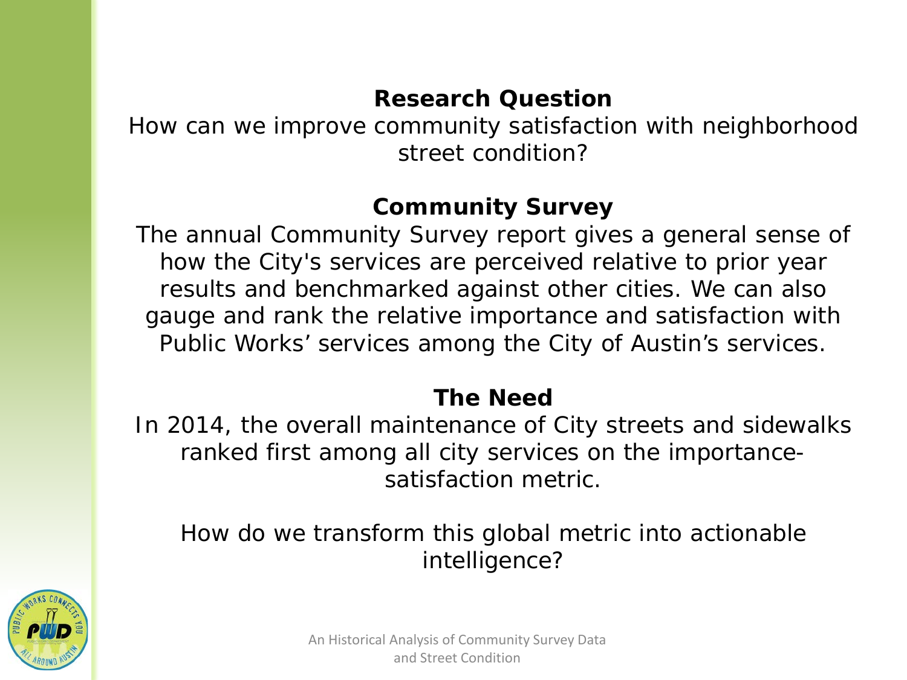## Research Question

How can we improve community satisfaction with neighborhood street condition?

## Community Survey

The annual Community Survey report gives a general sense of how the City's services are perceived relative to prior year results and benchmarked against other cities. We can also gauge and rank the relative importance and satisfaction with Public Works' services among the City of Austin's services.

## The Need

In 2014, the overall maintenance of City streets and sidewalks ranked first among all city services on the importance-satisfaction metric.

How do we transform this global metric into actionable intelligence?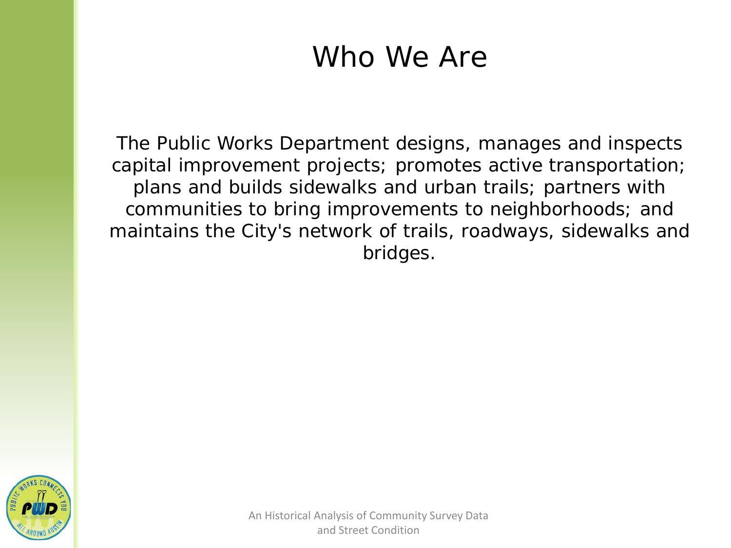# Who We Are

The Public Works Department designs, manages and inspects capital improvement projects; promotes active transportation; plans and builds sidewalks and urban trails; partners with communities to bring improvements to neighborhoods; and maintains the City's network of trails, roadways, sidewalks and bridges.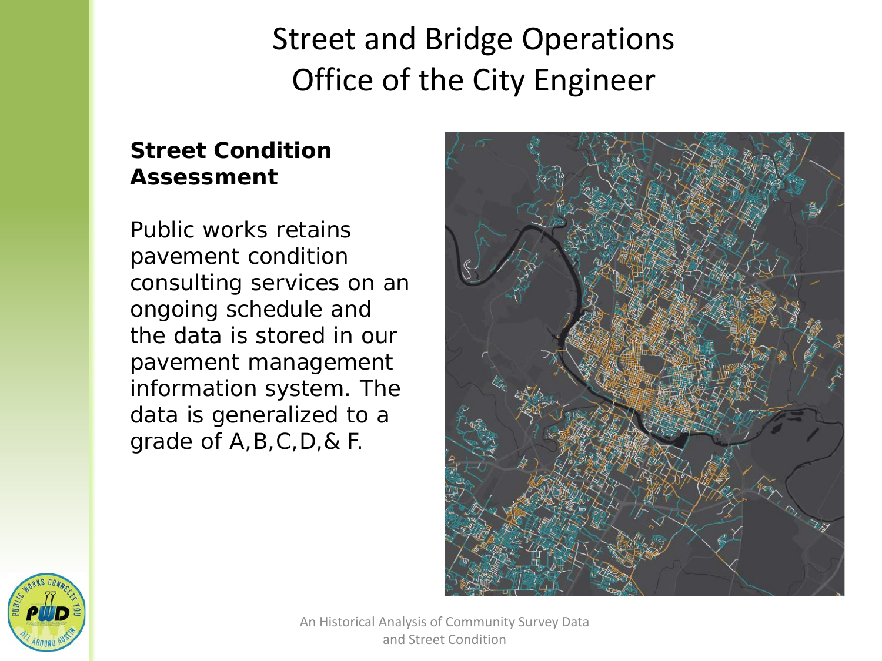# Street and Bridge Operations
# Office of the City Engineer

**Street Condition Assessment**

Public works retains pavement condition consulting services on an ongoing schedule and the data is stored in our pavement management information system. The data is generalized to a grade of A,B,C,D,& F.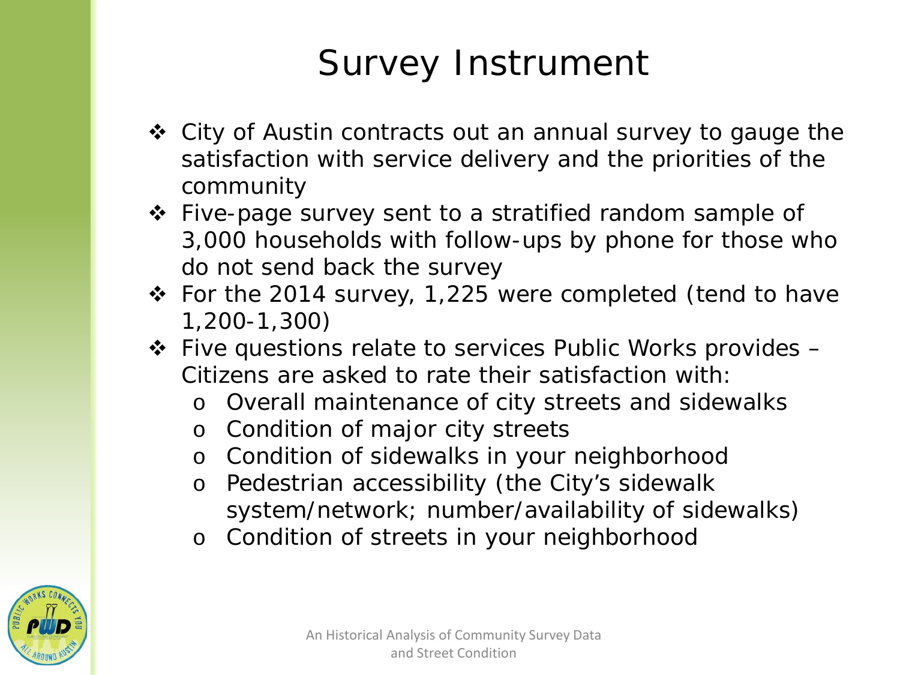# Survey Instrument

- City of Austin contracts out an annual survey to gauge the satisfaction with service delivery and the priorities of the community
- Five-page survey sent to a stratified random sample of 3,000 households with follow-ups by phone for those who do not send back the survey
- For the 2014 survey, 1,225 were completed (tend to have 1,200-1,300)
- Five questions relate to services Public Works provides – Citizens are asked to rate their satisfaction with:
  - Overall maintenance of city streets and sidewalks
  - Condition of major city streets
  - Condition of sidewalks in your neighborhood
  - Pedestrian accessibility (the City's sidewalk system/network; number/availability of sidewalks)
  - Condition of streets in your neighborhood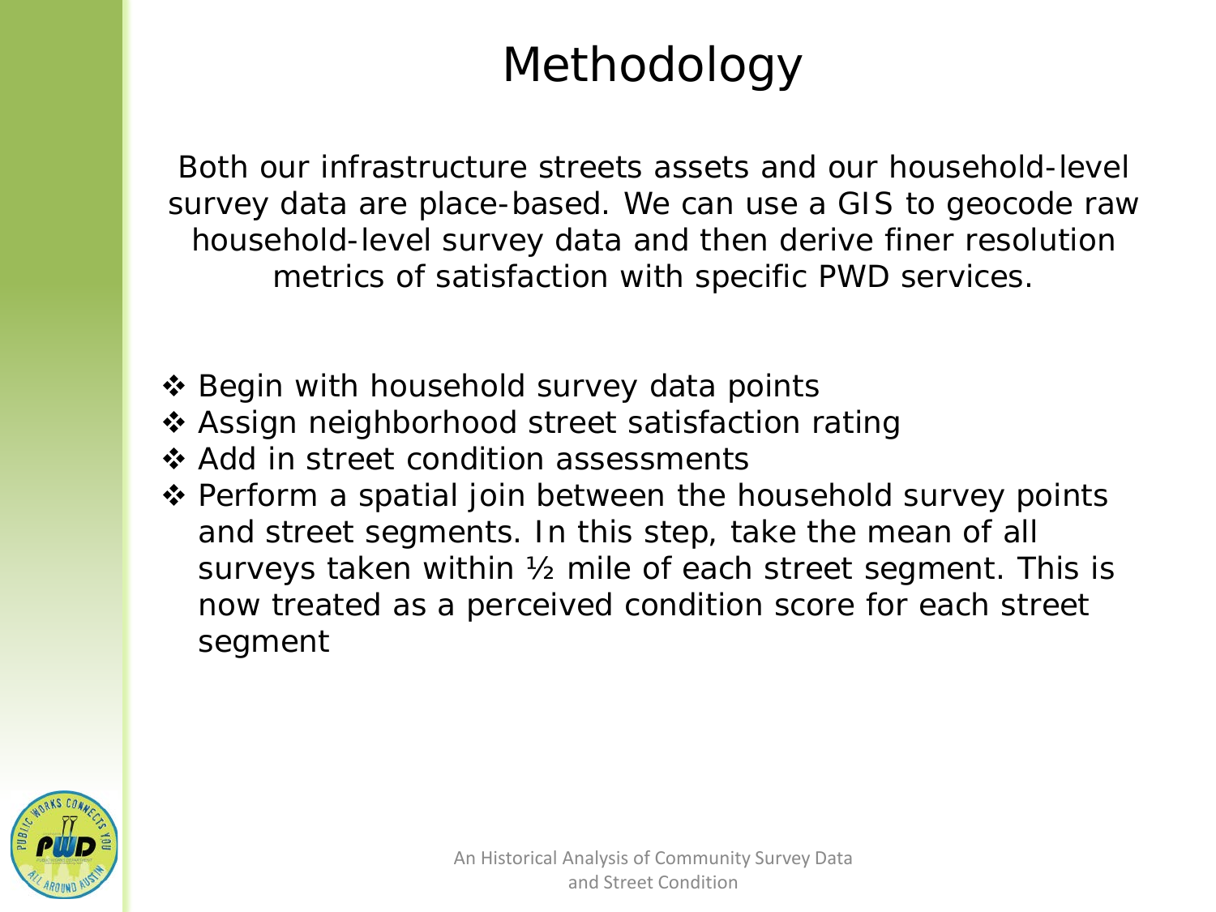# Methodology

Both our infrastructure streets assets and our household-level survey data are place-based. We can use a GIS to geocode raw household-level survey data and then derive finer resolution metrics of satisfaction with specific PWD services.

- ❖ Begin with household survey data points
- ❖ Assign neighborhood street satisfaction rating
- ❖ Add in street condition assessments
- ❖ Perform a spatial join between the household survey points and street segments. In this step, take the mean of all surveys taken within ½ mile of each street segment. This is now treated as a perceived condition score for each street segment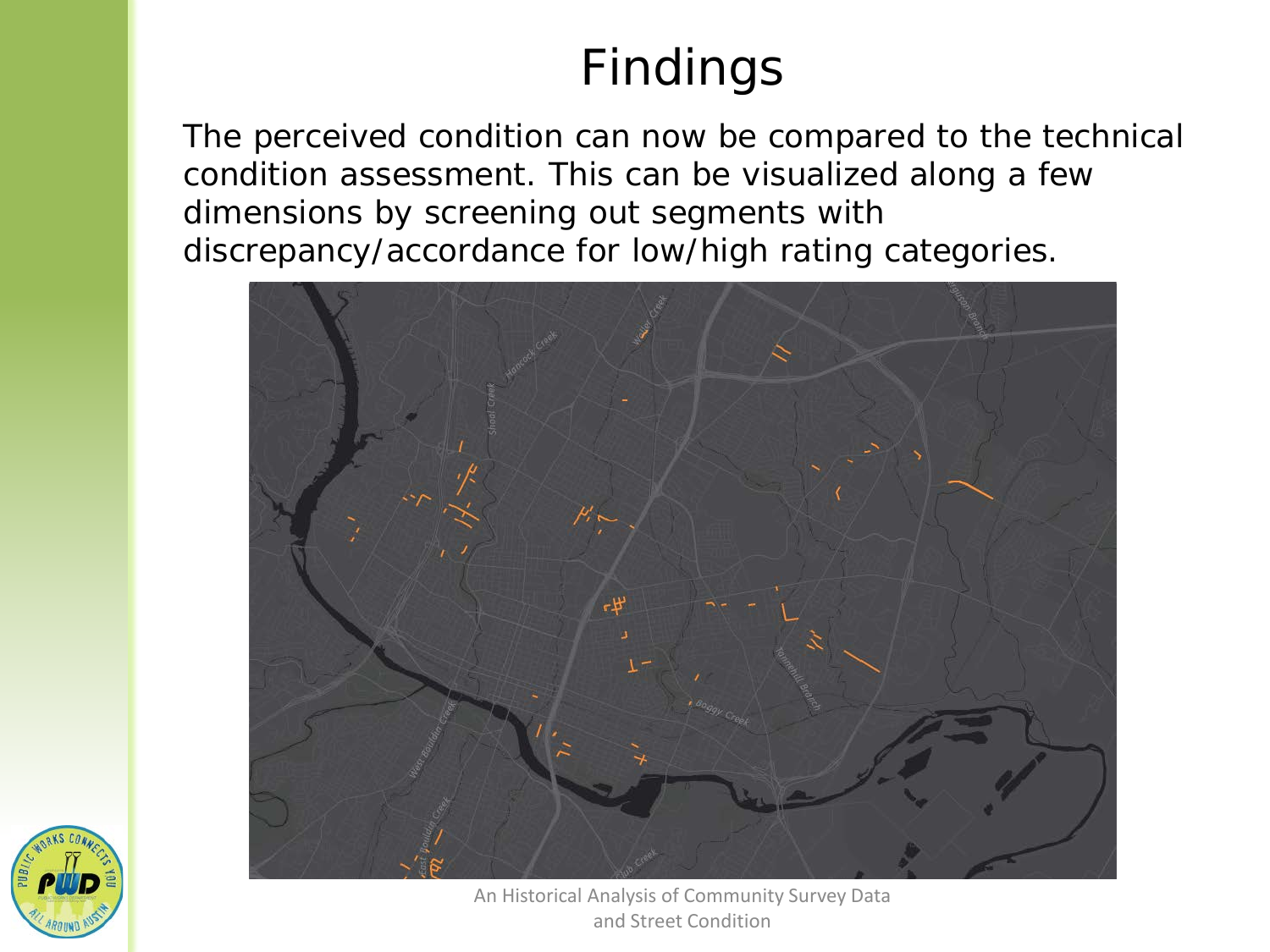# Findings

The perceived condition can now be compared to the technical condition assessment. This can be visualized along a few dimensions by screening out segments with discrepancy/accordance for low/high rating categories.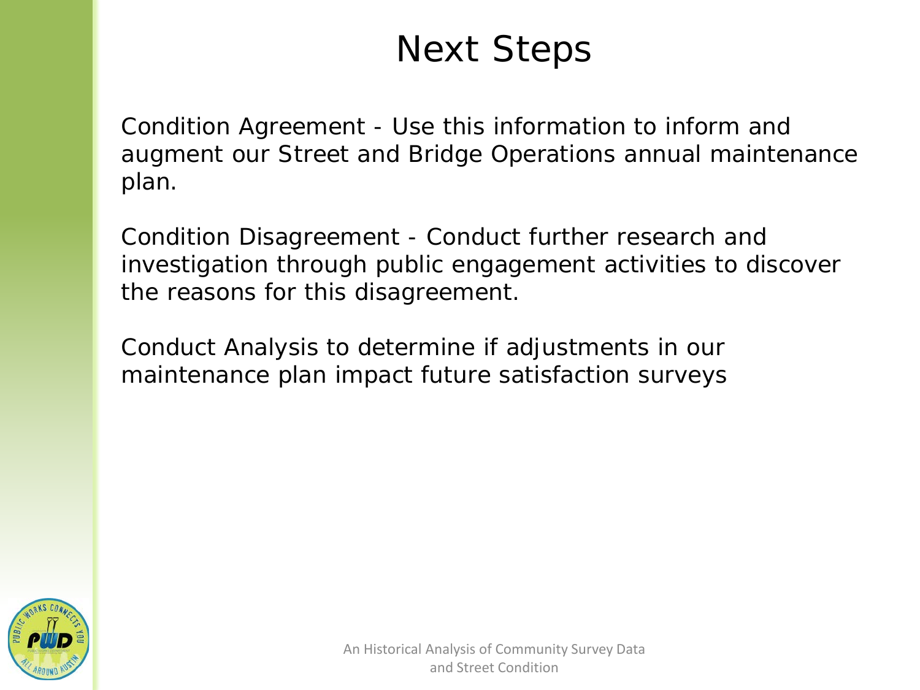# Next Steps

Condition Agreement - Use this information to inform and augment our Street and Bridge Operations annual maintenance plan.

Condition Disagreement - Conduct further research and investigation through public engagement activities to discover the reasons for this disagreement.

Conduct Analysis to determine if adjustments in our maintenance plan impact future satisfaction surveys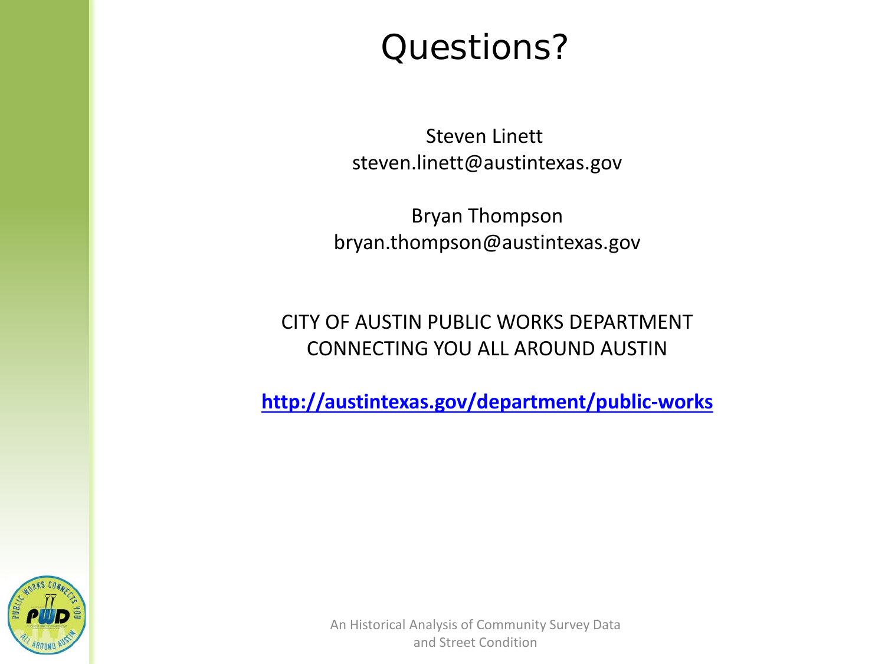# Questions?

Steven Linett
steven.linett@austintexas.gov

Bryan Thompson
bryan.thompson@austintexas.gov

CITY OF AUSTIN PUBLIC WORKS DEPARTMENT
CONNECTING YOU ALL AROUND AUSTIN

**http://austintexas.gov/department/public-works**